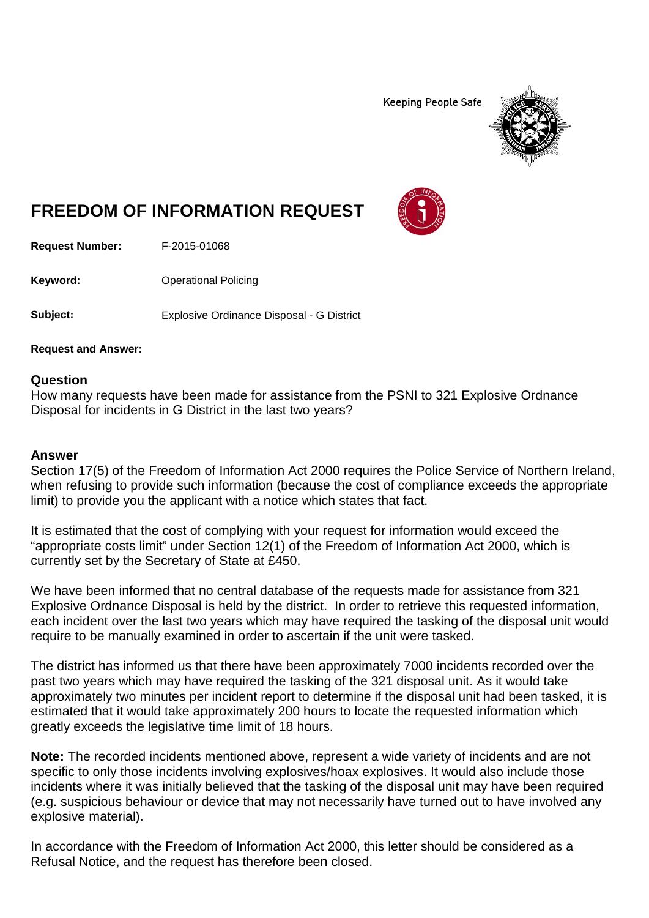Keeping People Safe

# FREEDOM OF INFORMATION REQUEST

**Request Number:** F-2015-01068

**Keyword:** Operational Policing

**Subject:** Explosive Ordinance Disposal - G District

**Request and Answer:**

## Question

How many requests have been made for assistance from the PSNI to 321 Explosive Ordnance Disposal for incidents in G District in the last two years?

## Answer

Section 17(5) of the Freedom of Information Act 2000 requires the Police Service of Northern Ireland, when refusing to provide such information (because the cost of compliance exceeds the appropriate limit) to provide you the applicant with a notice which states that fact.

It is estimated that the cost of complying with your request for information would exceed the "appropriate costs limit" under Section 12(1) of the Freedom of Information Act 2000, which is currently set by the Secretary of State at £450.

We have been informed that no central database of the requests made for assistance from 321 Explosive Ordnance Disposal is held by the district. In order to retrieve this requested information, each incident over the last two years which may have required the tasking of the disposal unit would require to be manually examined in order to ascertain if the unit were tasked.

The district has informed us that there have been approximately 7000 incidents recorded over the past two years which may have required the tasking of the 321 disposal unit. As it would take approximately two minutes per incident report to determine if the disposal unit had been tasked, it is estimated that it would take approximately 200 hours to locate the requested information which greatly exceeds the legislative time limit of 18 hours.

**Note:** The recorded incidents mentioned above, represent a wide variety of incidents and are not specific to only those incidents involving explosives/hoax explosives. It would also include those incidents where it was initially believed that the tasking of the disposal unit may have been required (e.g. suspicious behaviour or device that may not necessarily have turned out to have involved any explosive material).

In accordance with the Freedom of Information Act 2000, this letter should be considered as a Refusal Notice, and the request has therefore been closed.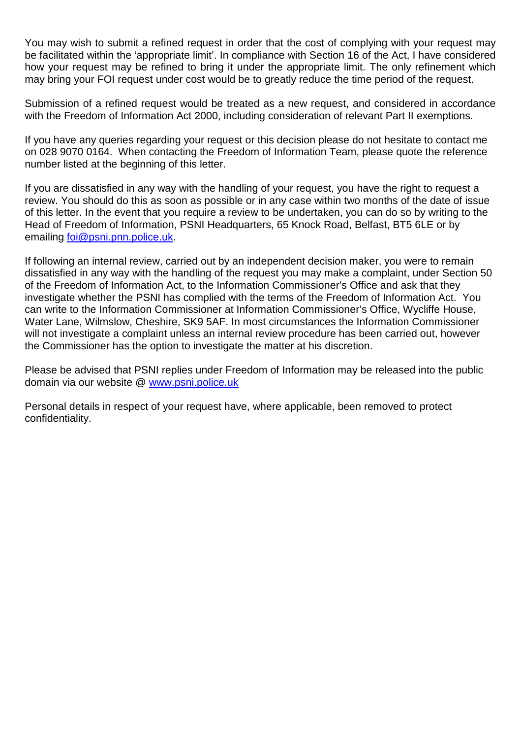You may wish to submit a refined request in order that the cost of complying with your request may be facilitated within the 'appropriate limit'. In compliance with Section 16 of the Act, I have considered how your request may be refined to bring it under the appropriate limit. The only refinement which may bring your FOI request under cost would be to greatly reduce the time period of the request.

Submission of a refined request would be treated as a new request, and considered in accordance with the Freedom of Information Act 2000, including consideration of relevant Part II exemptions.

If you have any queries regarding your request or this decision please do not hesitate to contact me on 028 9070 0164. When contacting the Freedom of Information Team, please quote the reference number listed at the beginning of this letter.

If you are dissatisfied in any way with the handling of your request, you have the right to request a review. You should do this as soon as possible or in any case within two months of the date of issue of this letter. In the event that you require a review to be undertaken, you can do so by writing to the Head of Freedom of Information, PSNI Headquarters, 65 Knock Road, Belfast, BT5 6LE or by emailing foi@psni.pnn.police.uk.

If following an internal review, carried out by an independent decision maker, you were to remain dissatisfied in any way with the handling of the request you may make a complaint, under Section 50 of the Freedom of Information Act, to the Information Commissioner's Office and ask that they investigate whether the PSNI has complied with the terms of the Freedom of Information Act. You can write to the Information Commissioner at Information Commissioner's Office, Wycliffe House, Water Lane, Wilmslow, Cheshire, SK9 5AF. In most circumstances the Information Commissioner will not investigate a complaint unless an internal review procedure has been carried out, however the Commissioner has the option to investigate the matter at his discretion.

Please be advised that PSNI replies under Freedom of Information may be released into the public domain via our website @ www.psni.police.uk

Personal details in respect of your request have, where applicable, been removed to protect confidentiality.